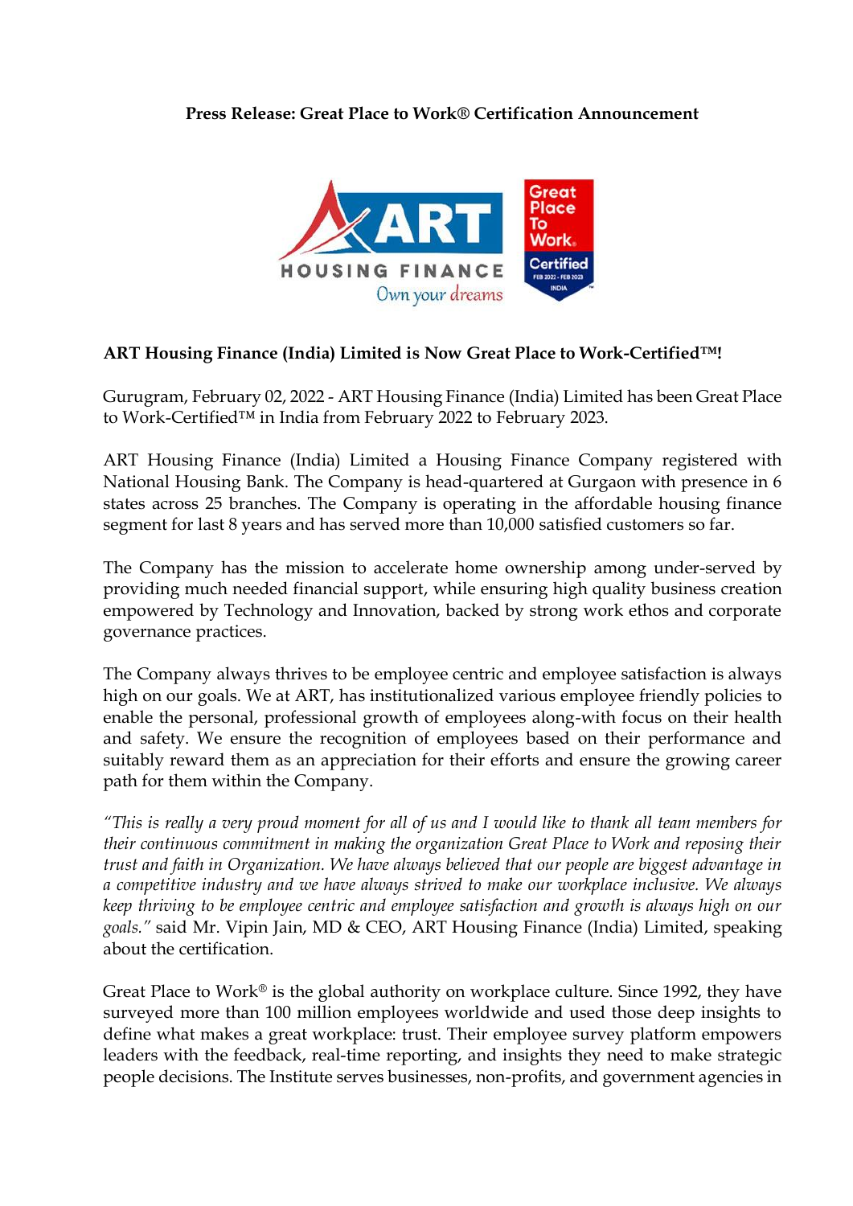**Press Release: Great Place to Work® Certification Announcement**

## ART Housing Finance (India) Limited is Now Great Place to Work-Certified™!

Gurugram, February 02, 2022 - ART Housing Finance (India) Limited has been Great Place to Work-Certified™ in India from February 2022 to February 2023.

ART Housing Finance (India) Limited a Housing Finance Company registered with National Housing Bank. The Company is head-quartered at Gurgaon with presence in 6 states across 25 branches. The Company is operating in the affordable housing finance segment for last 8 years and has served more than 10,000 satisfied customers so far.

The Company has the mission to accelerate home ownership among under-served by providing much needed financial support, while ensuring high quality business creation empowered by Technology and Innovation, backed by strong work ethos and corporate governance practices.

The Company always thrives to be employee centric and employee satisfaction is always high on our goals. We at ART, has institutionalized various employee friendly policies to enable the personal, professional growth of employees along-with focus on their health and safety. We ensure the recognition of employees based on their performance and suitably reward them as an appreciation for their efforts and ensure the growing career path for them within the Company.

*"This is really a very proud moment for all of us and I would like to thank all team members for their continuous commitment in making the organization Great Place to Work and reposing their trust and faith in Organization. We have always believed that our people are biggest advantage in a competitive industry and we have always strived to make our workplace inclusive. We always keep thriving to be employee centric and employee satisfaction and growth is always high on our goals."* said Mr. Vipin Jain, MD & CEO, ART Housing Finance (India) Limited, speaking about the certification.

Great Place to Work® is the global authority on workplace culture. Since 1992, they have surveyed more than 100 million employees worldwide and used those deep insights to define what makes a great workplace: trust. Their employee survey platform empowers leaders with the feedback, real-time reporting, and insights they need to make strategic people decisions. The Institute serves businesses, non-profits, and government agencies in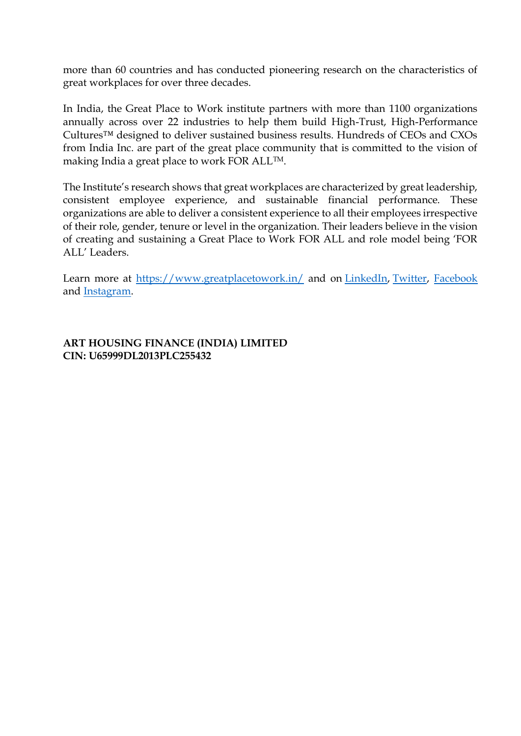more than 60 countries and has conducted pioneering research on the characteristics of great workplaces for over three decades.

In India, the Great Place to Work institute partners with more than 1100 organizations annually across over 22 industries to help them build High-Trust, High-Performance Cultures™ designed to deliver sustained business results. Hundreds of CEOs and CXOs from India Inc. are part of the great place community that is committed to the vision of making India a great place to work FOR ALL™.

The Institute's research shows that great workplaces are characterized by great leadership, consistent employee experience, and sustainable financial performance. These organizations are able to deliver a consistent experience to all their employees irrespective of their role, gender, tenure or level in the organization. Their leaders believe in the vision of creating and sustaining a Great Place to Work FOR ALL and role model being 'FOR ALL' Leaders.

Learn more at [https://www.greatplacetowork.in/](https://www.greatplacetowork.in/) and on LinkedIn, Twitter, Facebook and Instagram.

**ART HOUSING FINANCE (INDIA) LIMITED**
**CIN: U65999DL2013PLC255432**